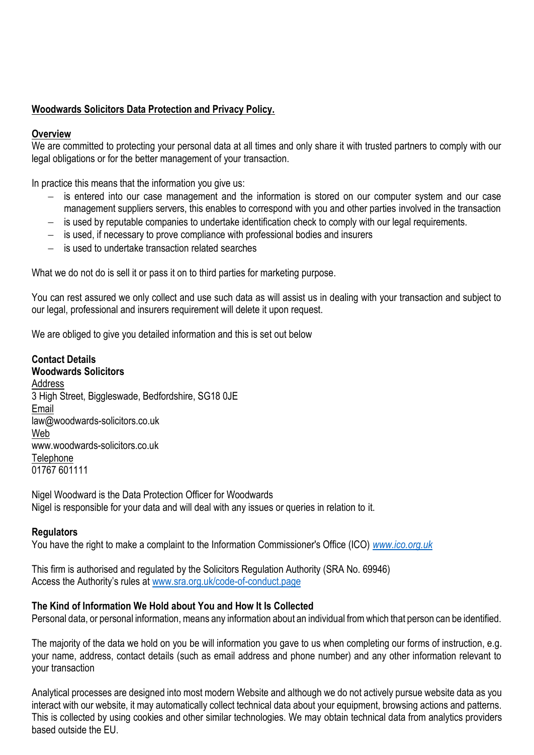**Woodwards Solicitors Data Protection and Privacy Policy.**

**Overview**

We are committed to protecting your personal data at all times and only share it with trusted partners to comply with our legal obligations or for the better management of your transaction.

In practice this means that the information you give us:

- is entered into our case management and the information is stored on our computer system and our case management suppliers servers, this enables to correspond with you and other parties involved in the transaction
- is used by reputable companies to undertake identification check to comply with our legal requirements.
- is used, if necessary to prove compliance with professional bodies and insurers
- is used to undertake transaction related searches

What we do not do is sell it or pass it on to third parties for marketing purpose.

You can rest assured we only collect and use such data as will assist us in dealing with your transaction and subject to our legal, professional and insurers requirement will delete it upon request.

We are obliged to give you detailed information and this is set out below

**Contact Details**
**Woodwards Solicitors**

Address
3 High Street, Biggleswade, Bedfordshire, SG18 0JE
Email
law@woodwards-solicitors.co.uk
Web
www.woodwards-solicitors.co.uk
Telephone
01767 601111

Nigel Woodward is the Data Protection Officer for Woodwards
Nigel is responsible for your data and will deal with any issues or queries in relation to it.

**Regulators**

You have the right to make a complaint to the Information Commissioner's Office (ICO) *www.ico.org.uk*

This firm is authorised and regulated by the Solicitors Regulation Authority (SRA No. 69946)
Access the Authority's rules at www.sra.org.uk/code-of-conduct.page

**The Kind of Information We Hold about You and How It Is Collected**

Personal data, or personal information, means any information about an individual from which that person can be identified.

The majority of the data we hold on you be will information you gave to us when completing our forms of instruction, e.g. your name, address, contact details (such as email address and phone number) and any other information relevant to your transaction

Analytical processes are designed into most modern Website and although we do not actively pursue website data as you interact with our website, it may automatically collect technical data about your equipment, browsing actions and patterns. This is collected by using cookies and other similar technologies. We may obtain technical data from analytics providers based outside the EU.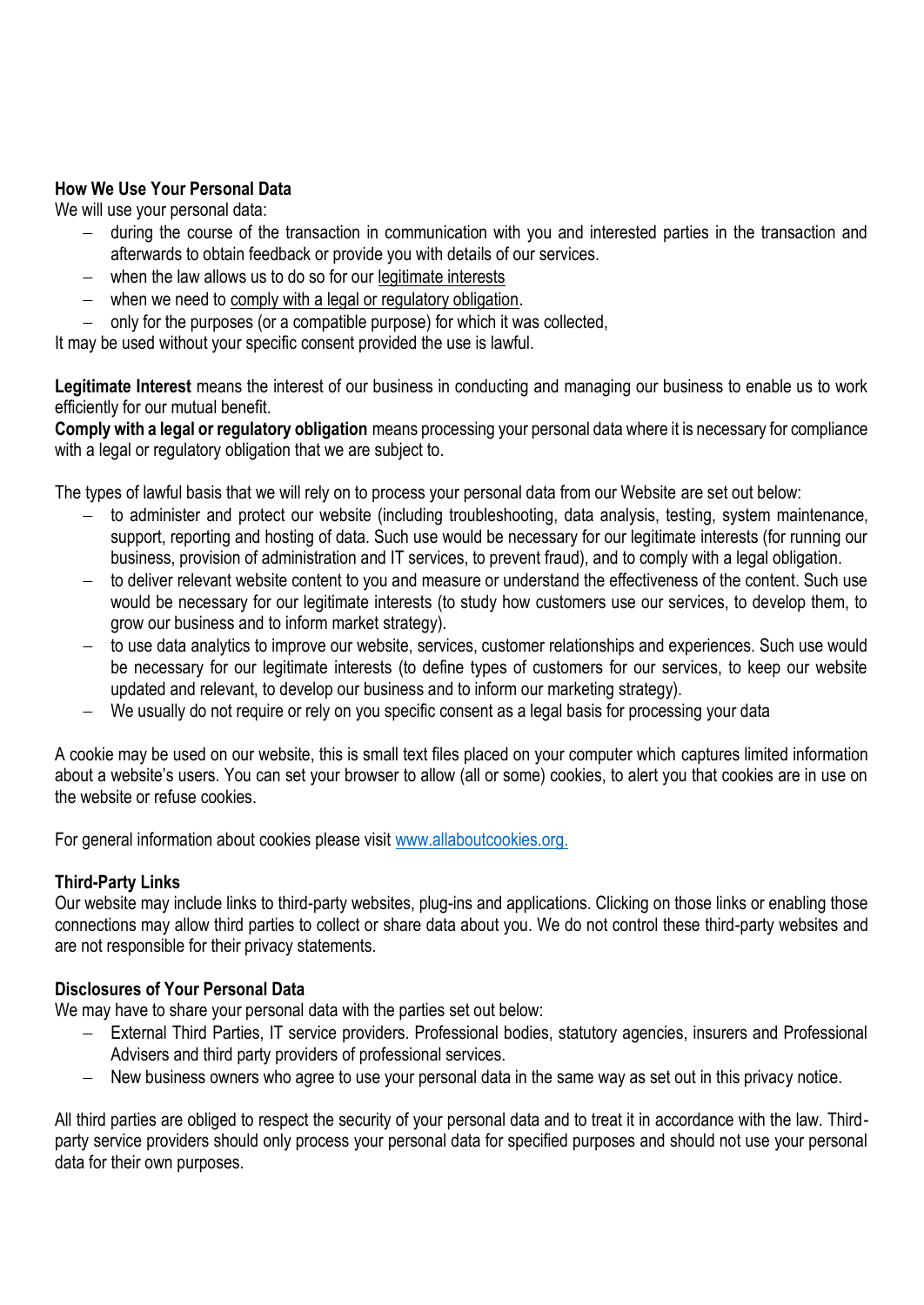**How We Use Your Personal Data**

We will use your personal data:

- during the course of the transaction in communication with you and interested parties in the transaction and afterwards to obtain feedback or provide you with details of our services.
- when the law allows us to do so for our legitimate interests
- when we need to comply with a legal or regulatory obligation.
- only for the purposes (or a compatible purpose) for which it was collected,

It may be used without your specific consent provided the use is lawful.

**Legitimate Interest** means the interest of our business in conducting and managing our business to enable us to work efficiently for our mutual benefit.

**Comply with a legal or regulatory obligation** means processing your personal data where it is necessary for compliance with a legal or regulatory obligation that we are subject to.

The types of lawful basis that we will rely on to process your personal data from our Website are set out below:

- to administer and protect our website (including troubleshooting, data analysis, testing, system maintenance, support, reporting and hosting of data. Such use would be necessary for our legitimate interests (for running our business, provision of administration and IT services, to prevent fraud), and to comply with a legal obligation.
- to deliver relevant website content to you and measure or understand the effectiveness of the content. Such use would be necessary for our legitimate interests (to study how customers use our services, to develop them, to grow our business and to inform market strategy).
- to use data analytics to improve our website, services, customer relationships and experiences. Such use would be necessary for our legitimate interests (to define types of customers for our services, to keep our website updated and relevant, to develop our business and to inform our marketing strategy).
- We usually do not require or rely on you specific consent as a legal basis for processing your data

A cookie may be used on our website, this is small text files placed on your computer which captures limited information about a website's users. You can set your browser to allow (all or some) cookies, to alert you that cookies are in use on the website or refuse cookies.

For general information about cookies please visit www.allaboutcookies.org.

**Third-Party Links**

Our website may include links to third-party websites, plug-ins and applications. Clicking on those links or enabling those connections may allow third parties to collect or share data about you. We do not control these third-party websites and are not responsible for their privacy statements.

**Disclosures of Your Personal Data**

We may have to share your personal data with the parties set out below:

- External Third Parties, IT service providers. Professional bodies, statutory agencies, insurers and Professional Advisers and third party providers of professional services.
- New business owners who agree to use your personal data in the same way as set out in this privacy notice.

All third parties are obliged to respect the security of your personal data and to treat it in accordance with the law. Third-party service providers should only process your personal data for specified purposes and should not use your personal data for their own purposes.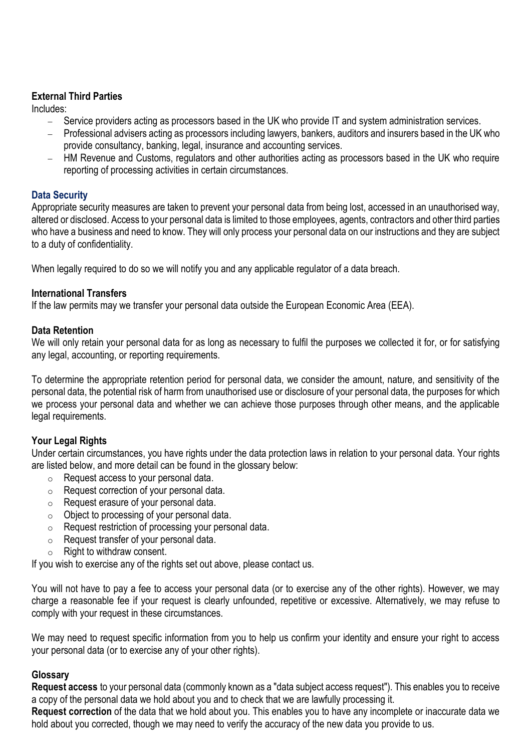### External Third Parties

Includes:

- Service providers acting as processors based in the UK who provide IT and system administration services.
- Professional advisers acting as processors including lawyers, bankers, auditors and insurers based in the UK who provide consultancy, banking, legal, insurance and accounting services.
- HM Revenue and Customs, regulators and other authorities acting as processors based in the UK who require reporting of processing activities in certain circumstances.

### Data Security

Appropriate security measures are taken to prevent your personal data from being lost, accessed in an unauthorised way, altered or disclosed. Access to your personal data is limited to those employees, agents, contractors and other third parties who have a business and need to know. They will only process your personal data on our instructions and they are subject to a duty of confidentiality.

When legally required to do so we will notify you and any applicable regulator of a data breach.

### International Transfers

If the law permits may we transfer your personal data outside the European Economic Area (EEA).

### Data Retention

We will only retain your personal data for as long as necessary to fulfil the purposes we collected it for, or for satisfying any legal, accounting, or reporting requirements.

To determine the appropriate retention period for personal data, we consider the amount, nature, and sensitivity of the personal data, the potential risk of harm from unauthorised use or disclosure of your personal data, the purposes for which we process your personal data and whether we can achieve those purposes through other means, and the applicable legal requirements.

### Your Legal Rights

Under certain circumstances, you have rights under the data protection laws in relation to your personal data. Your rights are listed below, and more detail can be found in the glossary below:

- Request access to your personal data.
- Request correction of your personal data.
- Request erasure of your personal data.
- Object to processing of your personal data.
- Request restriction of processing your personal data.
- Request transfer of your personal data.
- Right to withdraw consent.

If you wish to exercise any of the rights set out above, please contact us.

You will not have to pay a fee to access your personal data (or to exercise any of the other rights). However, we may charge a reasonable fee if your request is clearly unfounded, repetitive or excessive. Alternatively, we may refuse to comply with your request in these circumstances.

We may need to request specific information from you to help us confirm your identity and ensure your right to access your personal data (or to exercise any of your other rights).

### Glossary

**Request access** to your personal data (commonly known as a "data subject access request"). This enables you to receive a copy of the personal data we hold about you and to check that we are lawfully processing it.

**Request correction** of the data that we hold about you. This enables you to have any incomplete or inaccurate data we hold about you corrected, though we may need to verify the accuracy of the new data you provide to us.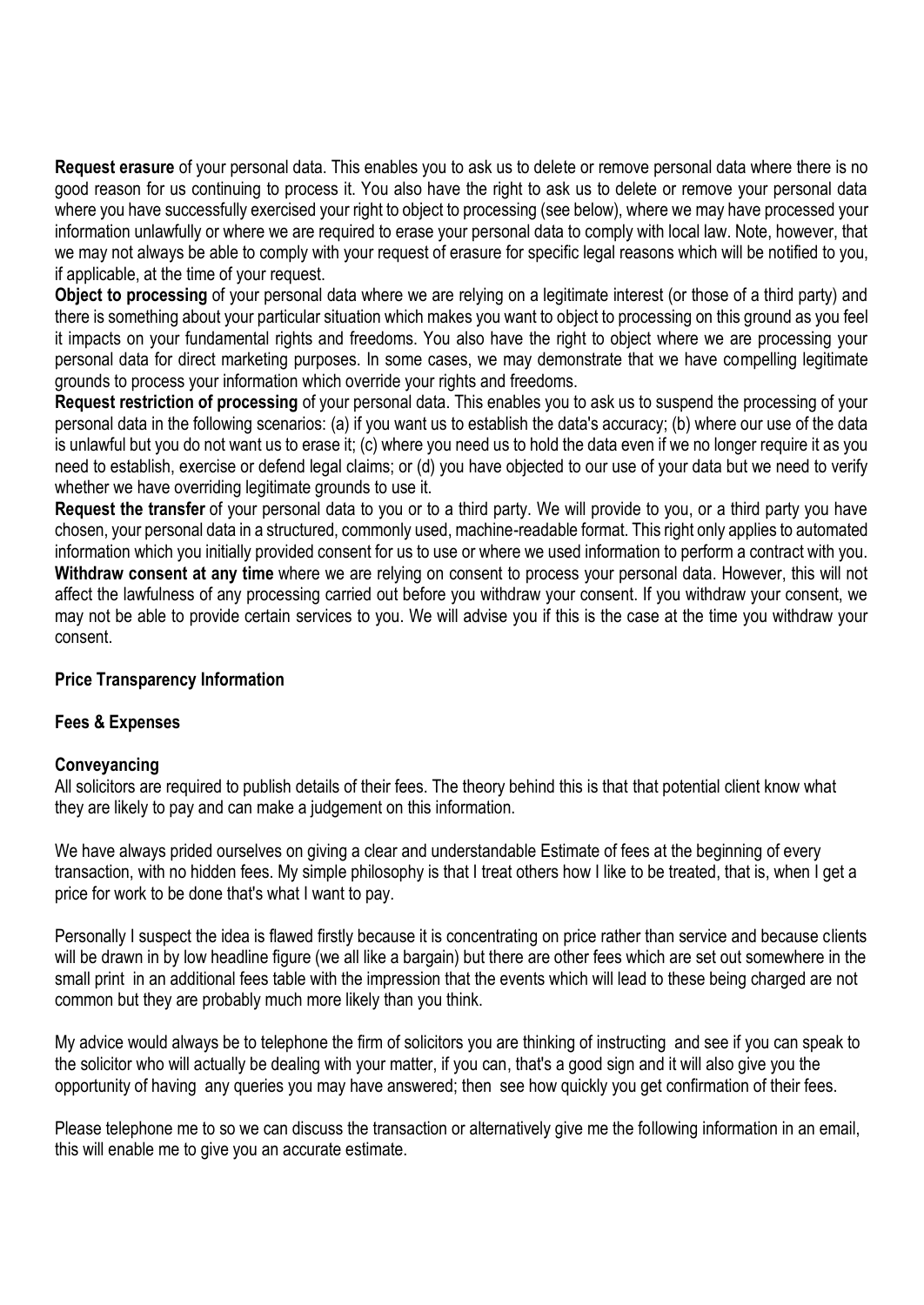**Request erasure** of your personal data. This enables you to ask us to delete or remove personal data where there is no good reason for us continuing to process it. You also have the right to ask us to delete or remove your personal data where you have successfully exercised your right to object to processing (see below), where we may have processed your information unlawfully or where we are required to erase your personal data to comply with local law. Note, however, that we may not always be able to comply with your request of erasure for specific legal reasons which will be notified to you, if applicable, at the time of your request.

**Object to processing** of your personal data where we are relying on a legitimate interest (or those of a third party) and there is something about your particular situation which makes you want to object to processing on this ground as you feel it impacts on your fundamental rights and freedoms. You also have the right to object where we are processing your personal data for direct marketing purposes. In some cases, we may demonstrate that we have compelling legitimate grounds to process your information which override your rights and freedoms.

**Request restriction of processing** of your personal data. This enables you to ask us to suspend the processing of your personal data in the following scenarios: (a) if you want us to establish the data's accuracy; (b) where our use of the data is unlawful but you do not want us to erase it; (c) where you need us to hold the data even if we no longer require it as you need to establish, exercise or defend legal claims; or (d) you have objected to our use of your data but we need to verify whether we have overriding legitimate grounds to use it.

**Request the transfer** of your personal data to you or to a third party. We will provide to you, or a third party you have chosen, your personal data in a structured, commonly used, machine-readable format. This right only applies to automated information which you initially provided consent for us to use or where we used information to perform a contract with you.

**Withdraw consent at any time** where we are relying on consent to process your personal data. However, this will not affect the lawfulness of any processing carried out before you withdraw your consent. If you withdraw your consent, we may not be able to provide certain services to you. We will advise you if this is the case at the time you withdraw your consent.

**Price Transparency Information**

**Fees & Expenses**

**Conveyancing**

All solicitors are required to publish details of their fees. The theory behind this is that that potential client know what they are likely to pay and can make a judgement on this information.

We have always prided ourselves on giving a clear and understandable Estimate of fees at the beginning of every transaction, with no hidden fees. My simple philosophy is that I treat others how I like to be treated, that is, when I get a price for work to be done that's what I want to pay.

Personally I suspect the idea is flawed firstly because it is concentrating on price rather than service and because clients will be drawn in by low headline figure (we all like a bargain) but there are other fees which are set out somewhere in the small print in an additional fees table with the impression that the events which will lead to these being charged are not common but they are probably much more likely than you think.

My advice would always be to telephone the firm of solicitors you are thinking of instructing and see if you can speak to the solicitor who will actually be dealing with your matter, if you can, that's a good sign and it will also give you the opportunity of having any queries you may have answered; then see how quickly you get confirmation of their fees.

Please telephone me to so we can discuss the transaction or alternatively give me the following information in an email, this will enable me to give you an accurate estimate.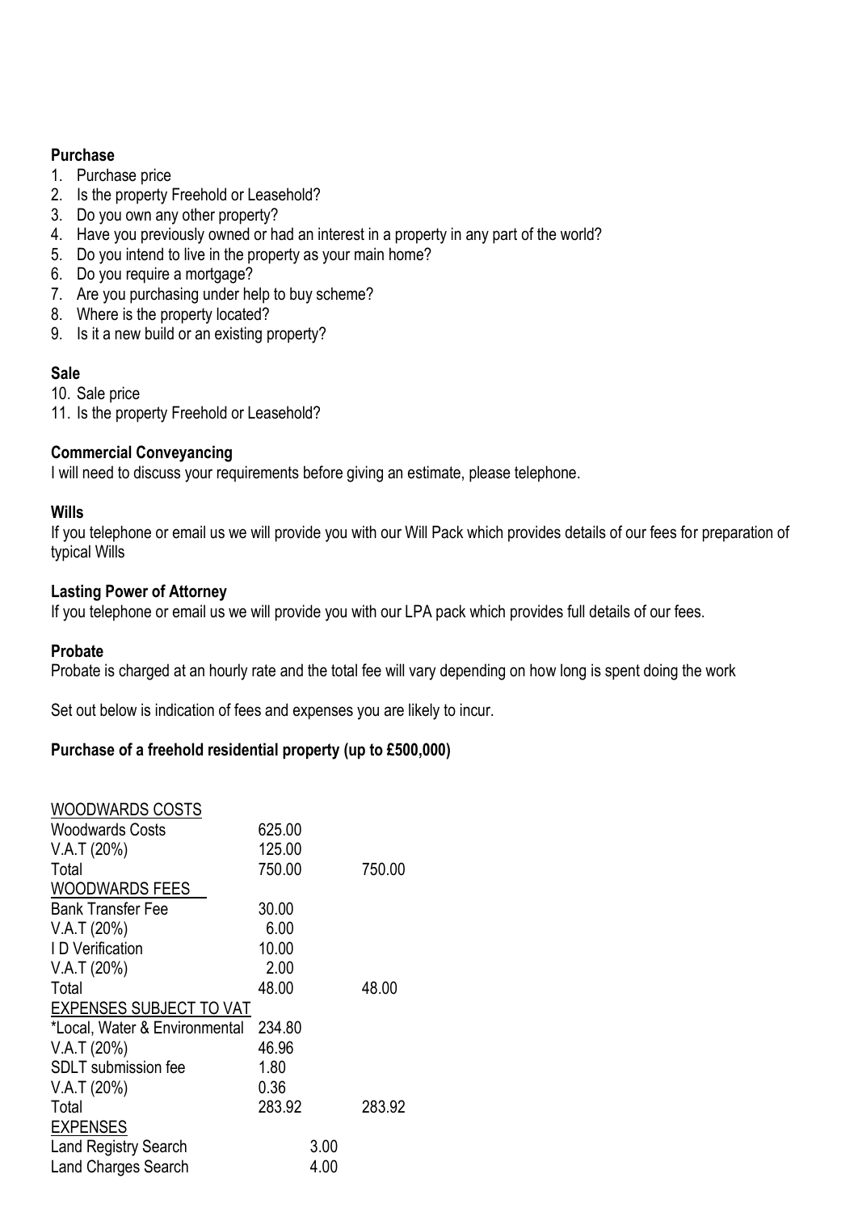**Purchase**

1. Purchase price
2. Is the property Freehold or Leasehold?
3. Do you own any other property?
4. Have you previously owned or had an interest in a property in any part of the world?
5. Do you intend to live in the property as your main home?
6. Do you require a mortgage?
7. Are you purchasing under help to buy scheme?
8. Where is the property located?
9. Is it a new build or an existing property?

**Sale**

10. Sale price
11. Is the property Freehold or Leasehold?

**Commercial Conveyancing**

I will need to discuss your requirements before giving an estimate, please telephone.

**Wills**

If you telephone or email us we will provide you with our Will Pack which provides details of our fees for preparation of typical Wills

**Lasting Power of Attorney**

If you telephone or email us we will provide you with our LPA pack which provides full details of our fees.

**Probate**

Probate is charged at an hourly rate and the total fee will vary depending on how long is spent doing the work

Set out below is indication of fees and expenses you are likely to incur.

**Purchase of a freehold residential property (up to £500,000)**

| | | | |
|---|---|---|---|
| WOODWARDS COSTS | | | |
| Woodwards Costs | 625.00 | | |
| V.A.T (20%) | 125.00 | | |
| Total | 750.00 | | 750.00 |
| WOODWARDS FEES | | | |
| Bank Transfer Fee | 30.00 | | |
| V.A.T (20%) | 6.00 | | |
| I D Verification | 10.00 | | |
| V.A.T (20%) | 2.00 | | |
| Total | 48.00 | | 48.00 |
| EXPENSES SUBJECT TO VAT | | | |
| *Local, Water & Environmental | 234.80 | | |
| V.A.T (20%) | 46.96 | | |
| SDLT submission fee | 1.80 | | |
| V.A.T (20%) | 0.36 | | |
| Total | 283.92 | | 283.92 |
| EXPENSES | | | |
| Land Registry Search | | 3.00 | |
| Land Charges Search | | 4.00 | |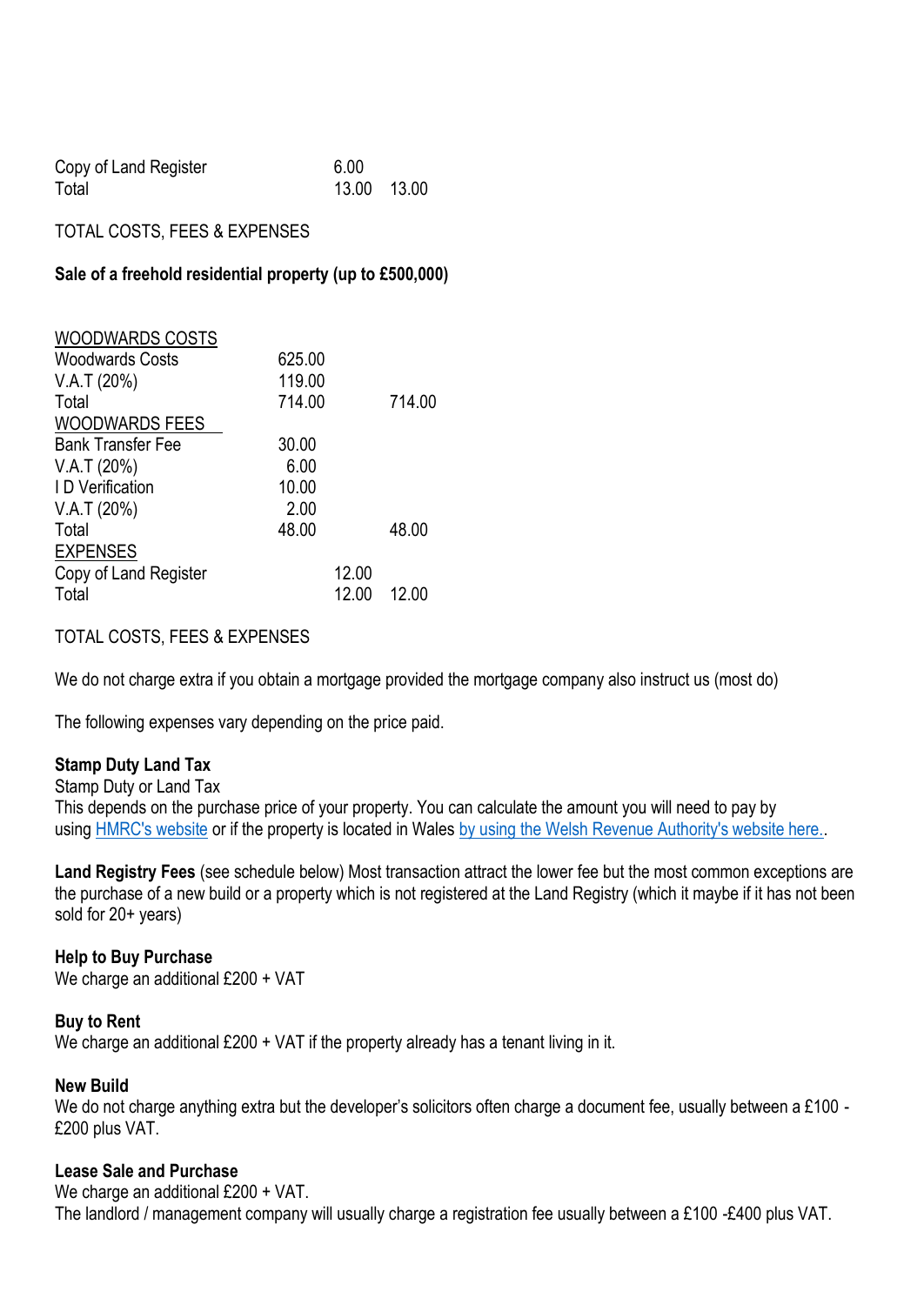| | | | |
|---|---|---|---|
| Copy of Land Register | | 6.00 | |
| Total | | 13.00 | 13.00 |

TOTAL COSTS, FEES & EXPENSES

**Sale of a freehold residential property (up to £500,000)**

| | | | |
|---|---|---|---|
| WOODWARDS COSTS | | | |
| Woodwards Costs | 625.00 | | |
| V.A.T (20%) | 119.00 | | |
| Total | 714.00 | | 714.00 |
| WOODWARDS FEES | | | |
| Bank Transfer Fee | 30.00 | | |
| V.A.T (20%) | 6.00 | | |
| I D Verification | 10.00 | | |
| V.A.T (20%) | 2.00 | | |
| Total | 48.00 | | 48.00 |
| EXPENSES | | | |
| Copy of Land Register | | 12.00 | |
| Total | | 12.00 | 12.00 |

TOTAL COSTS, FEES & EXPENSES

We do not charge extra if you obtain a mortgage provided the mortgage company also instruct us (most do)

The following expenses vary depending on the price paid.

**Stamp Duty Land Tax**
Stamp Duty or Land Tax
This depends on the purchase price of your property. You can calculate the amount you will need to pay by using HMRC's website or if the property is located in Wales by using the Welsh Revenue Authority's website here..

**Land Registry Fees** (see schedule below) Most transaction attract the lower fee but the most common exceptions are the purchase of a new build or a property which is not registered at the Land Registry (which it maybe if it has not been sold for 20+ years)

**Help to Buy Purchase**
We charge an additional £200 + VAT

**Buy to Rent**
We charge an additional £200 + VAT if the property already has a tenant living in it.

**New Build**
We do not charge anything extra but the developer's solicitors often charge a document fee, usually between a £100 - £200 plus VAT.

**Lease Sale and Purchase**
We charge an additional £200 + VAT.
The landlord / management company will usually charge a registration fee usually between a £100 -£400 plus VAT.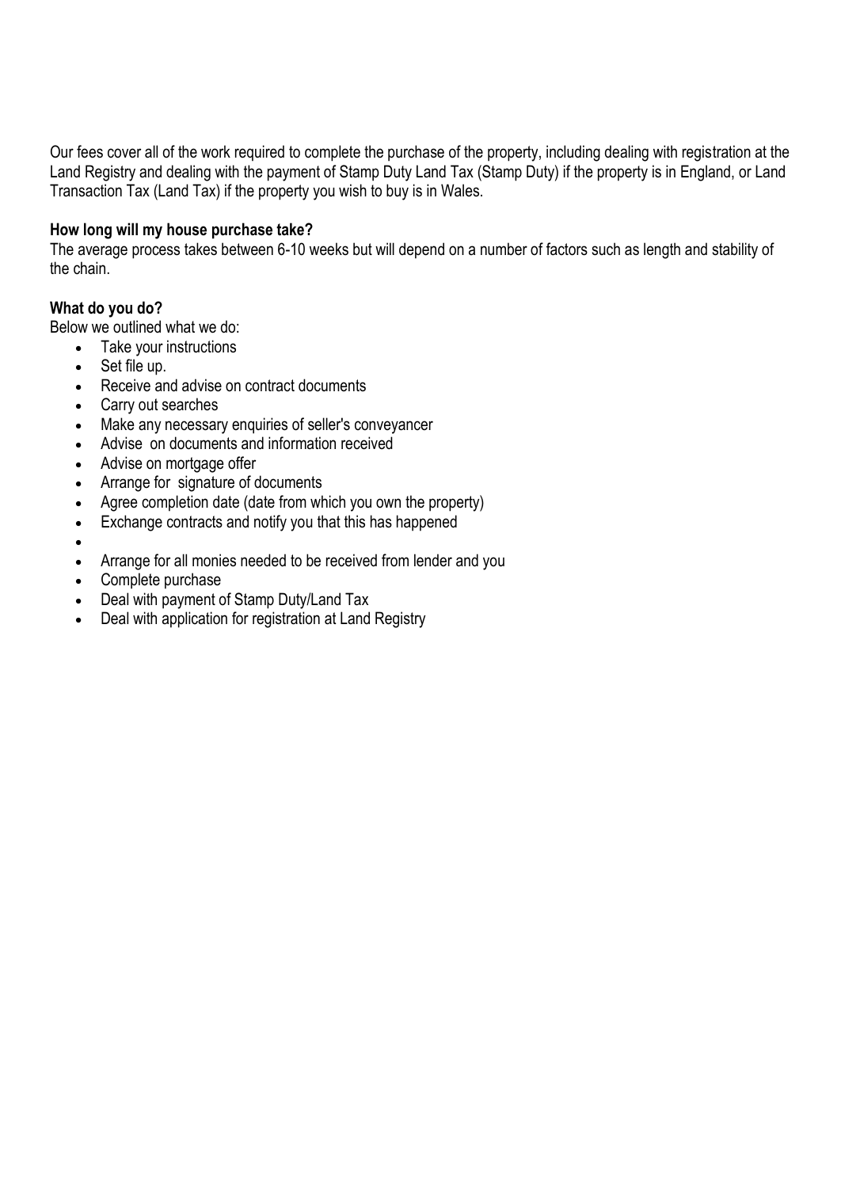Our fees cover all of the work required to complete the purchase of the property, including dealing with registration at the Land Registry and dealing with the payment of Stamp Duty Land Tax (Stamp Duty) if the property is in England, or Land Transaction Tax (Land Tax) if the property you wish to buy is in Wales.

**How long will my house purchase take?**

The average process takes between 6-10 weeks but will depend on a number of factors such as length and stability of the chain.

**What do you do?**

Below we outlined what we do:

- Take your instructions
- Set file up.
- Receive and advise on contract documents
- Carry out searches
- Make any necessary enquiries of seller's conveyancer
- Advise on documents and information received
- Advise on mortgage offer
- Arrange for signature of documents
- Agree completion date (date from which you own the property)
- Exchange contracts and notify you that this has happened
- Arrange for all monies needed to be received from lender and you
- Complete purchase
- Deal with payment of Stamp Duty/Land Tax
- Deal with application for registration at Land Registry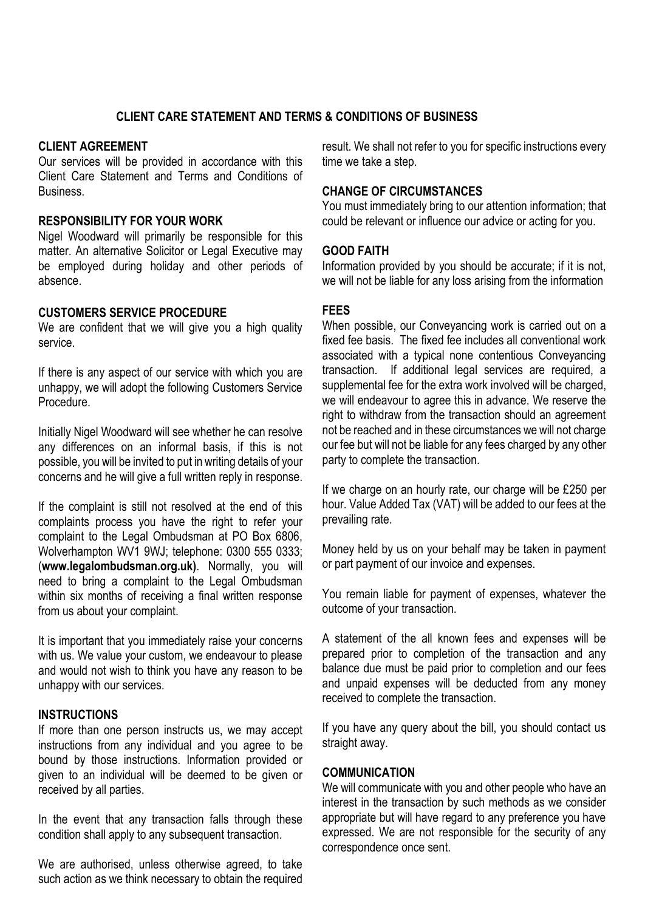# CLIENT CARE STATEMENT AND TERMS & CONDITIONS OF BUSINESS

## CLIENT AGREEMENT

Our services will be provided in accordance with this Client Care Statement and Terms and Conditions of Business.

## RESPONSIBILITY FOR YOUR WORK

Nigel Woodward will primarily be responsible for this matter. An alternative Solicitor or Legal Executive may be employed during holiday and other periods of absence.

## CUSTOMERS SERVICE PROCEDURE

We are confident that we will give you a high quality service.

If there is any aspect of our service with which you are unhappy, we will adopt the following Customers Service Procedure.

Initially Nigel Woodward will see whether he can resolve any differences on an informal basis, if this is not possible, you will be invited to put in writing details of your concerns and he will give a full written reply in response.

If the complaint is still not resolved at the end of this complaints process you have the right to refer your complaint to the Legal Ombudsman at PO Box 6806, Wolverhampton WV1 9WJ; telephone: 0300 555 0333; (**www.legalombudsman.org.uk)**. Normally, you will need to bring a complaint to the Legal Ombudsman within six months of receiving a final written response from us about your complaint.

It is important that you immediately raise your concerns with us. We value your custom, we endeavour to please and would not wish to think you have any reason to be unhappy with our services.

## INSTRUCTIONS

If more than one person instructs us, we may accept instructions from any individual and you agree to be bound by those instructions. Information provided or given to an individual will be deemed to be given or received by all parties.

In the event that any transaction falls through these condition shall apply to any subsequent transaction.

We are authorised, unless otherwise agreed, to take such action as we think necessary to obtain the required result. We shall not refer to you for specific instructions every time we take a step.

## CHANGE OF CIRCUMSTANCES

You must immediately bring to our attention information; that could be relevant or influence our advice or acting for you.

## GOOD FAITH

Information provided by you should be accurate; if it is not, we will not be liable for any loss arising from the information

## FEES

When possible, our Conveyancing work is carried out on a fixed fee basis. The fixed fee includes all conventional work associated with a typical none contentious Conveyancing transaction. If additional legal services are required, a supplemental fee for the extra work involved will be charged, we will endeavour to agree this in advance. We reserve the right to withdraw from the transaction should an agreement not be reached and in these circumstances we will not charge our fee but will not be liable for any fees charged by any other party to complete the transaction.

If we charge on an hourly rate, our charge will be £250 per hour. Value Added Tax (VAT) will be added to our fees at the prevailing rate.

Money held by us on your behalf may be taken in payment or part payment of our invoice and expenses.

You remain liable for payment of expenses, whatever the outcome of your transaction.

A statement of the all known fees and expenses will be prepared prior to completion of the transaction and any balance due must be paid prior to completion and our fees and unpaid expenses will be deducted from any money received to complete the transaction.

If you have any query about the bill, you should contact us straight away.

## COMMUNICATION

We will communicate with you and other people who have an interest in the transaction by such methods as we consider appropriate but will have regard to any preference you have expressed. We are not responsible for the security of any correspondence once sent.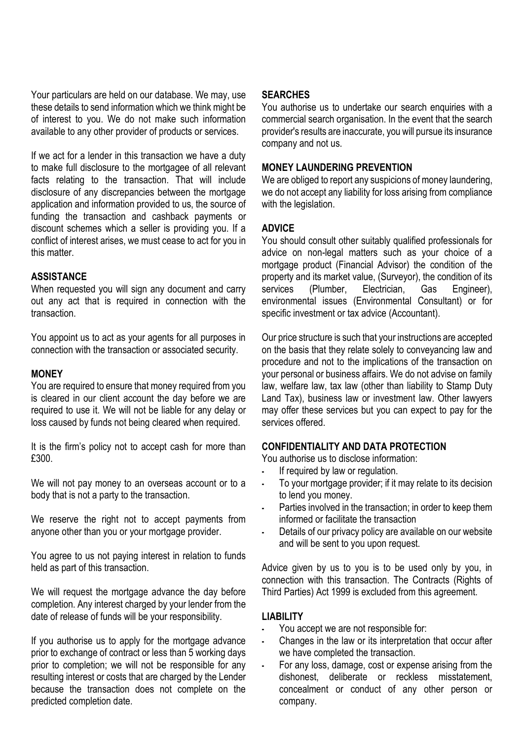Your particulars are held on our database. We may, use these details to send information which we think might be of interest to you. We do not make such information available to any other provider of products or services.

If we act for a lender in this transaction we have a duty to make full disclosure to the mortgagee of all relevant facts relating to the transaction. That will include disclosure of any discrepancies between the mortgage application and information provided to us, the source of funding the transaction and cashback payments or discount schemes which a seller is providing you. If a conflict of interest arises, we must cease to act for you in this matter.

**ASSISTANCE**

When requested you will sign any document and carry out any act that is required in connection with the transaction.

You appoint us to act as your agents for all purposes in connection with the transaction or associated security.

**MONEY**

You are required to ensure that money required from you is cleared in our client account the day before we are required to use it. We will not be liable for any delay or loss caused by funds not being cleared when required.

It is the firm's policy not to accept cash for more than £300.

We will not pay money to an overseas account or to a body that is not a party to the transaction.

We reserve the right not to accept payments from anyone other than you or your mortgage provider.

You agree to us not paying interest in relation to funds held as part of this transaction.

We will request the mortgage advance the day before completion. Any interest charged by your lender from the date of release of funds will be your responsibility.

If you authorise us to apply for the mortgage advance prior to exchange of contract or less than 5 working days prior to completion; we will not be responsible for any resulting interest or costs that are charged by the Lender because the transaction does not complete on the predicted completion date.

**SEARCHES**

You authorise us to undertake our search enquiries with a commercial search organisation. In the event that the search provider's results are inaccurate, you will pursue its insurance company and not us.

**MONEY LAUNDERING PREVENTION**

We are obliged to report any suspicions of money laundering, we do not accept any liability for loss arising from compliance with the legislation.

**ADVICE**

You should consult other suitably qualified professionals for advice on non-legal matters such as your choice of a mortgage product (Financial Advisor) the condition of the property and its market value, (Surveyor), the condition of its services (Plumber, Electrician, Gas Engineer), environmental issues (Environmental Consultant) or for specific investment or tax advice (Accountant).

Our price structure is such that your instructions are accepted on the basis that they relate solely to conveyancing law and procedure and not to the implications of the transaction on your personal or business affairs. We do not advise on family law, welfare law, tax law (other than liability to Stamp Duty Land Tax), business law or investment law. Other lawyers may offer these services but you can expect to pay for the services offered.

**CONFIDENTIALITY AND DATA PROTECTION**

You authorise us to disclose information:

- If required by law or regulation.
- To your mortgage provider; if it may relate to its decision to lend you money.
- Parties involved in the transaction; in order to keep them informed or facilitate the transaction
- Details of our privacy policy are available on our website and will be sent to you upon request.

Advice given by us to you is to be used only by you, in connection with this transaction. The Contracts (Rights of Third Parties) Act 1999 is excluded from this agreement.

**LIABILITY**

- You accept we are not responsible for:
- Changes in the law or its interpretation that occur after we have completed the transaction.
- For any loss, damage, cost or expense arising from the dishonest, deliberate or reckless misstatement, concealment or conduct of any other person or company.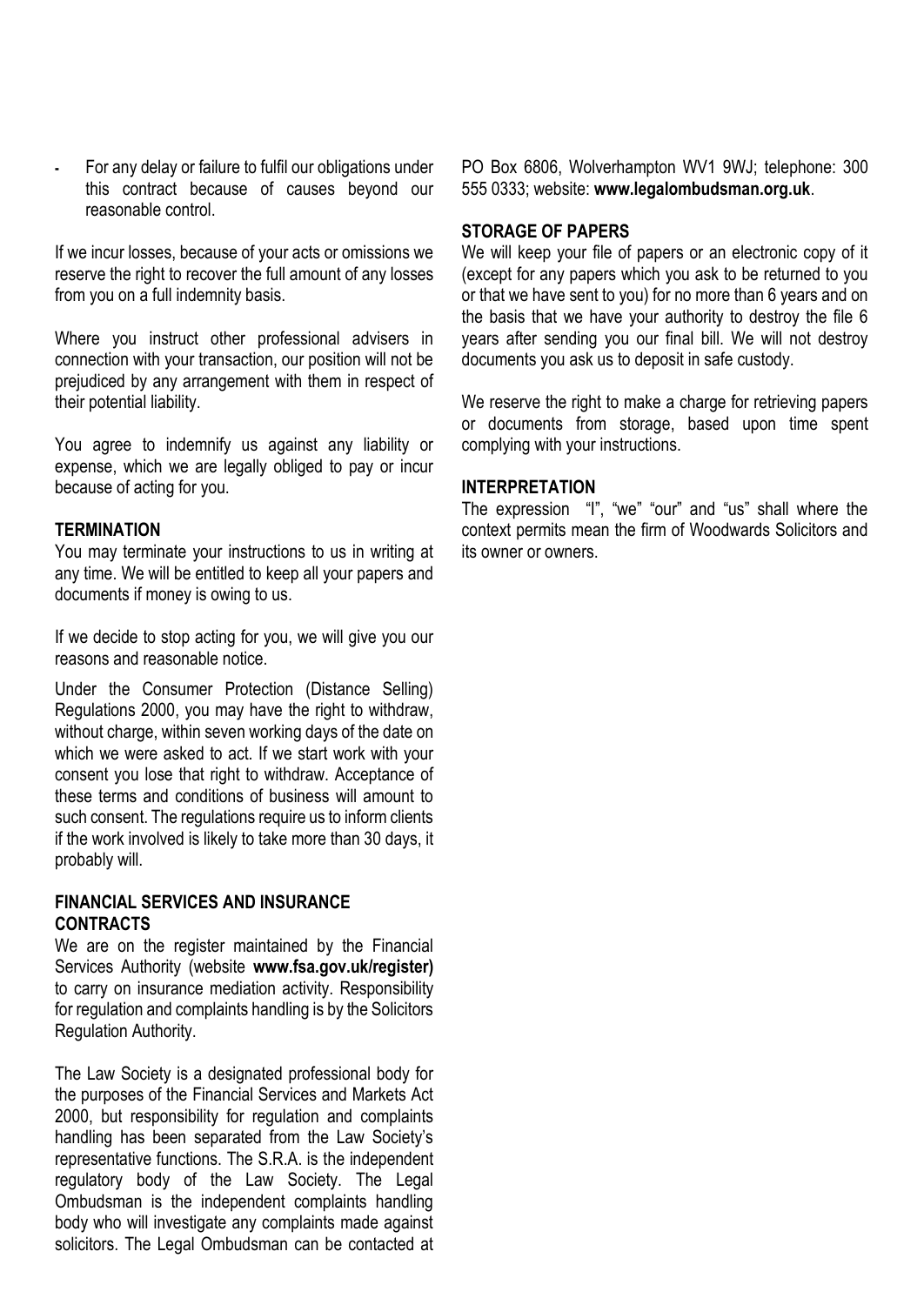- For any delay or failure to fulfil our obligations under this contract because of causes beyond our reasonable control.

If we incur losses, because of your acts or omissions we reserve the right to recover the full amount of any losses from you on a full indemnity basis.

Where you instruct other professional advisers in connection with your transaction, our position will not be prejudiced by any arrangement with them in respect of their potential liability.

You agree to indemnify us against any liability or expense, which we are legally obliged to pay or incur because of acting for you.

**TERMINATION**

You may terminate your instructions to us in writing at any time. We will be entitled to keep all your papers and documents if money is owing to us.

If we decide to stop acting for you, we will give you our reasons and reasonable notice.

Under the Consumer Protection (Distance Selling) Regulations 2000, you may have the right to withdraw, without charge, within seven working days of the date on which we were asked to act. If we start work with your consent you lose that right to withdraw. Acceptance of these terms and conditions of business will amount to such consent. The regulations require us to inform clients if the work involved is likely to take more than 30 days, it probably will.

**FINANCIAL SERVICES AND INSURANCE CONTRACTS**

We are on the register maintained by the Financial Services Authority (website **www.fsa.gov.uk/register)** to carry on insurance mediation activity. Responsibility for regulation and complaints handling is by the Solicitors Regulation Authority.

The Law Society is a designated professional body for the purposes of the Financial Services and Markets Act 2000, but responsibility for regulation and complaints handling has been separated from the Law Society's representative functions. The S.R.A. is the independent regulatory body of the Law Society. The Legal Ombudsman is the independent complaints handling body who will investigate any complaints made against solicitors. The Legal Ombudsman can be contacted at PO Box 6806, Wolverhampton WV1 9WJ; telephone: 300 555 0333; website: **www.legalombudsman.org.uk**.

**STORAGE OF PAPERS**

We will keep your file of papers or an electronic copy of it (except for any papers which you ask to be returned to you or that we have sent to you) for no more than 6 years and on the basis that we have your authority to destroy the file 6 years after sending you our final bill. We will not destroy documents you ask us to deposit in safe custody.

We reserve the right to make a charge for retrieving papers or documents from storage, based upon time spent complying with your instructions.

**INTERPRETATION**

The expression "I", "we" "our" and "us" shall where the context permits mean the firm of Woodwards Solicitors and its owner or owners.